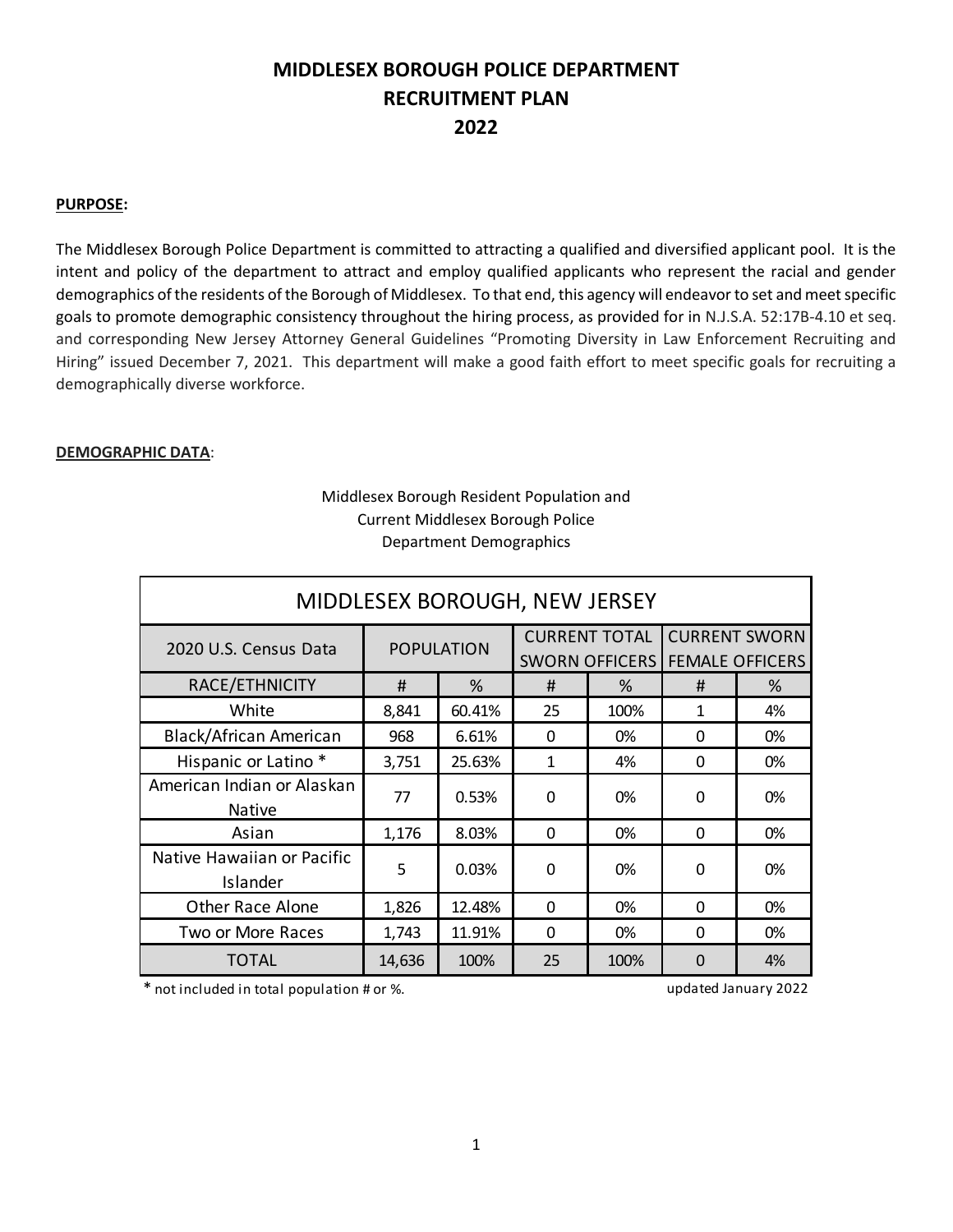# MIDDLESEX BOROUGH POLICE DEPARTMENT RECRUITMENT PLAN 2022

**PURPOSE:**

The Middlesex Borough Police Department is committed to attracting a qualified and diversified applicant pool. It is the intent and policy of the department to attract and employ qualified applicants who represent the racial and gender demographics of the residents of the Borough of Middlesex. To that end, this agency will endeavor to set and meet specific goals to promote demographic consistency throughout the hiring process, as provided for in N.J.S.A. 52:17B-4.10 et seq. and corresponding New Jersey Attorney General Guidelines "Promoting Diversity in Law Enforcement Recruiting and Hiring" issued December 7, 2021. This department will make a good faith effort to meet specific goals for recruiting a demographically diverse workforce.

**DEMOGRAPHIC DATA**:

Middlesex Borough Resident Population and Current Middlesex Borough Police Department Demographics

| MIDDLESEX BOROUGH, NEW JERSEY | | | | | | |
|---|---|---|---|---|---|---|
| 2020 U.S. Census Data | POPULATION | | CURRENT TOTAL SWORN OFFICERS | | CURRENT SWORN FEMALE OFFICERS | |
| RACE/ETHNICITY | # | % | # | % | # | % |
| White | 8,841 | 60.41% | 25 | 100% | 1 | 4% |
| Black/African American | 968 | 6.61% | 0 | 0% | 0 | 0% |
| Hispanic or Latino * | 3,751 | 25.63% | 1 | 4% | 0 | 0% |
| American Indian or Alaskan Native | 77 | 0.53% | 0 | 0% | 0 | 0% |
| Asian | 1,176 | 8.03% | 0 | 0% | 0 | 0% |
| Native Hawaiian or Pacific Islander | 5 | 0.03% | 0 | 0% | 0 | 0% |
| Other Race Alone | 1,826 | 12.48% | 0 | 0% | 0 | 0% |
| Two or More Races | 1,743 | 11.91% | 0 | 0% | 0 | 0% |
| TOTAL | 14,636 | 100% | 25 | 100% | 0 | 4% |

* not included in total population # or %.

updated January 2022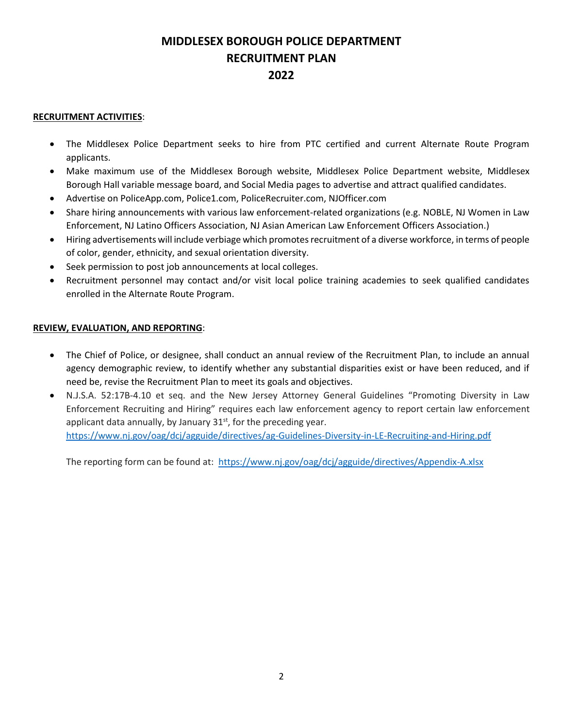# MIDDLESEX BOROUGH POLICE DEPARTMENT
# RECRUITMENT PLAN
# 2022

**RECRUITMENT ACTIVITIES**:

- The Middlesex Police Department seeks to hire from PTC certified and current Alternate Route Program applicants.
- Make maximum use of the Middlesex Borough website, Middlesex Police Department website, Middlesex Borough Hall variable message board, and Social Media pages to advertise and attract qualified candidates.
- Advertise on PoliceApp.com, Police1.com, PoliceRecruiter.com, NJOfficer.com
- Share hiring announcements with various law enforcement-related organizations (e.g. NOBLE, NJ Women in Law Enforcement, NJ Latino Officers Association, NJ Asian American Law Enforcement Officers Association.)
- Hiring advertisements will include verbiage which promotes recruitment of a diverse workforce, in terms of people of color, gender, ethnicity, and sexual orientation diversity.
- Seek permission to post job announcements at local colleges.
- Recruitment personnel may contact and/or visit local police training academies to seek qualified candidates enrolled in the Alternate Route Program.

**REVIEW, EVALUATION, AND REPORTING**:

- The Chief of Police, or designee, shall conduct an annual review of the Recruitment Plan, to include an annual agency demographic review, to identify whether any substantial disparities exist or have been reduced, and if need be, revise the Recruitment Plan to meet its goals and objectives.
- N.J.S.A. 52:17B-4.10 et seq. and the New Jersey Attorney General Guidelines "Promoting Diversity in Law Enforcement Recruiting and Hiring" requires each law enforcement agency to report certain law enforcement applicant data annually, by January 31st, for the preceding year.
  https://www.nj.gov/oag/dcj/agguide/directives/ag-Guidelines-Diversity-in-LE-Recruiting-and-Hiring.pdf

  The reporting form can be found at: https://www.nj.gov/oag/dcj/agguide/directives/Appendix-A.xlsx